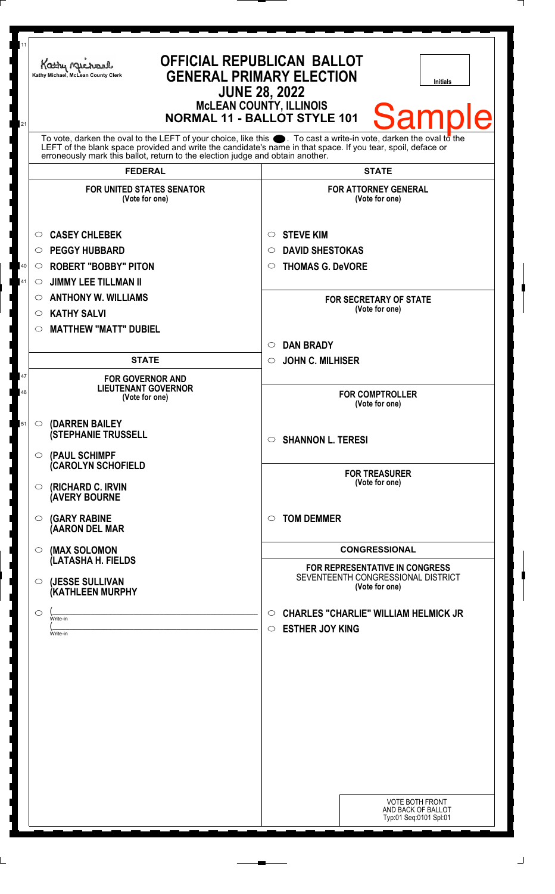Kathy Michael, McLean County Clerk

# OFFICIAL REPUBLICAN BALLOT
## GENERAL PRIMARY ELECTION
## JUNE 28, 2022
### McLEAN COUNTY, ILLINOIS
### NORMAL 11 - BALLOT STYLE 101

Initials

Sample

To vote, darken the oval to the LEFT of your choice, like this ●. To cast a write-in vote, darken the oval to the LEFT of the blank space provided and write the candidate's name in that space. If you tear, spoil, deface or erroneously mark this ballot, return to the election judge and obtain another.

## FEDERAL

**FOR UNITED STATES SENATOR**
(Vote for one)

- ○ CASEY CHLEBEK
- ○ PEGGY HUBBARD
- ○ ROBERT "BOBBY" PITON
- ○ JIMMY LEE TILLMAN II
- ○ ANTHONY W. WILLIAMS
- ○ KATHY SALVI
- ○ MATTHEW "MATT" DUBIEL

## STATE

**FOR GOVERNOR AND LIEUTENANT GOVERNOR**
(Vote for one)

- ○ (DARREN BAILEY (STEPHANIE TRUSSELL
- ○ (PAUL SCHIMPF (CAROLYN SCHOFIELD
- ○ (RICHARD C. IRVIN (AVERY BOURNE
- ○ (GARY RABINE (AARON DEL MAR
- ○ (MAX SOLOMON (LATASHA H. FIELDS
- ○ (JESSE SULLIVAN (KATHLEEN MURPHY
- ○ (\_\_\_\_\_\_\_\_\_\_ Write-in (\_\_\_\_\_\_\_\_\_\_ Write-in

## STATE

**FOR ATTORNEY GENERAL**
(Vote for one)

- ○ STEVE KIM
- ○ DAVID SHESTOKAS
- ○ THOMAS G. DeVORE

**FOR SECRETARY OF STATE**
(Vote for one)

- ○ DAN BRADY
- ○ JOHN C. MILHISER

**FOR COMPTROLLER**
(Vote for one)

- ○ SHANNON L. TERESI

**FOR TREASURER**
(Vote for one)

- ○ TOM DEMMER

## CONGRESSIONAL

**FOR REPRESENTATIVE IN CONGRESS**
SEVENTEENTH CONGRESSIONAL DISTRICT
(Vote for one)

- ○ CHARLES "CHARLIE" WILLIAM HELMICK JR
- ○ ESTHER JOY KING

VOTE BOTH FRONT AND BACK OF BALLOT
Typ:01 Seq:0101 Spl:01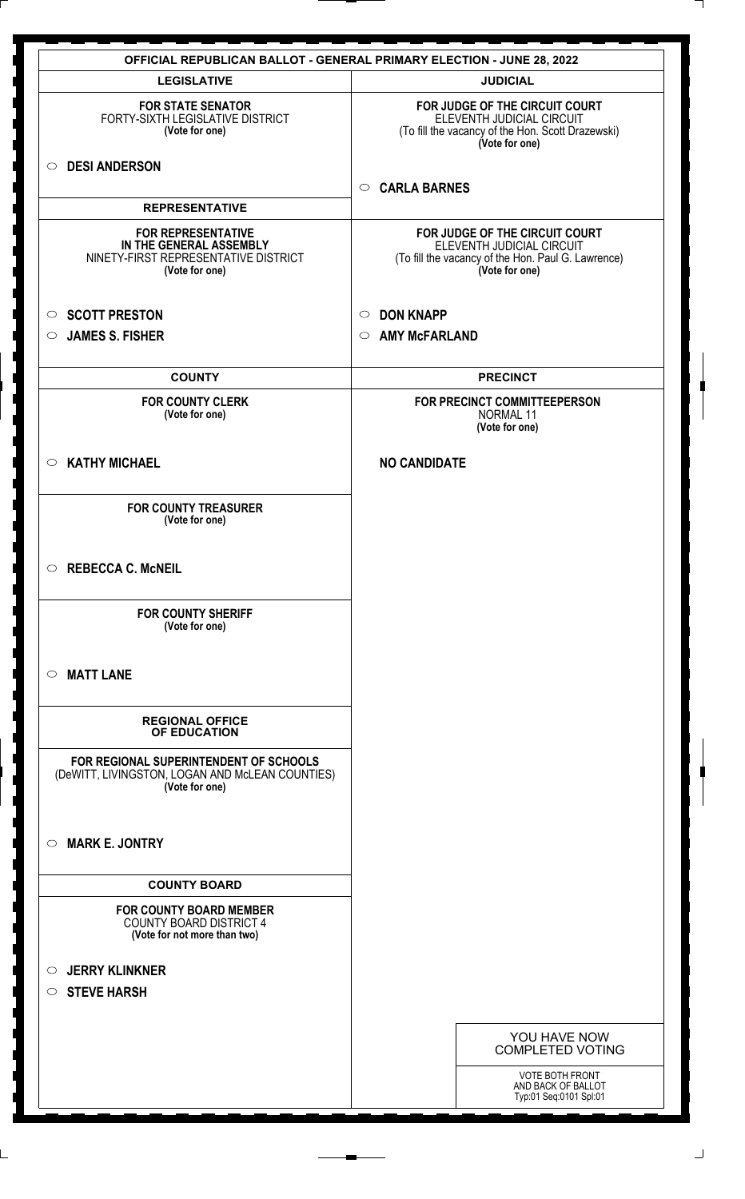# OFFICIAL REPUBLICAN BALLOT - GENERAL PRIMARY ELECTION - JUNE 28, 2022

## LEGISLATIVE

**FOR STATE SENATOR**
FORTY-SIXTH LEGISLATIVE DISTRICT
**(Vote for one)**

○ **DESI ANDERSON**

## REPRESENTATIVE

**FOR REPRESENTATIVE IN THE GENERAL ASSEMBLY**
NINETY-FIRST REPRESENTATIVE DISTRICT
**(Vote for one)**

○ **SCOTT PRESTON**
○ **JAMES S. FISHER**

## COUNTY

**FOR COUNTY CLERK**
**(Vote for one)**

○ **KATHY MICHAEL**

**FOR COUNTY TREASURER**
**(Vote for one)**

○ **REBECCA C. McNEIL**

**FOR COUNTY SHERIFF**
**(Vote for one)**

○ **MATT LANE**

## REGIONAL OFFICE OF EDUCATION

**FOR REGIONAL SUPERINTENDENT OF SCHOOLS**
(DeWITT, LIVINGSTON, LOGAN AND McLEAN COUNTIES)
**(Vote for one)**

○ **MARK E. JONTRY**

## COUNTY BOARD

**FOR COUNTY BOARD MEMBER**
COUNTY BOARD DISTRICT 4
**(Vote for not more than two)**

○ **JERRY KLINKNER**
○ **STEVE HARSH**

## JUDICIAL

**FOR JUDGE OF THE CIRCUIT COURT**
ELEVENTH JUDICIAL CIRCUIT
(To fill the vacancy of the Hon. Scott Drazewski)
**(Vote for one)**

○ **CARLA BARNES**

**FOR JUDGE OF THE CIRCUIT COURT**
ELEVENTH JUDICIAL CIRCUIT
(To fill the vacancy of the Hon. Paul G. Lawrence)
**(Vote for one)**

○ **DON KNAPP**
○ **AMY McFARLAND**

## PRECINCT

**FOR PRECINCT COMMITTEEPERSON**
NORMAL 11
**(Vote for one)**

**NO CANDIDATE**

YOU HAVE NOW COMPLETED VOTING

VOTE BOTH FRONT AND BACK OF BALLOT
Typ:01 Seq:0101 Spl:01